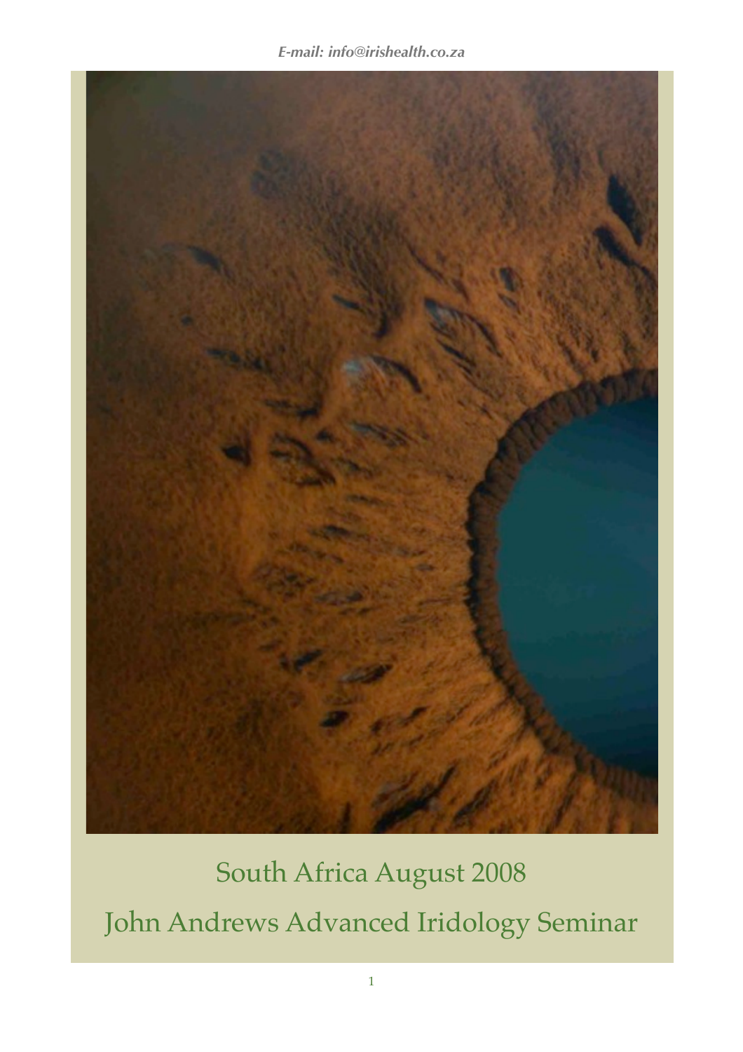*E-mail: info@irishealth.co.za*

# South Africa August 2008

# John Andrews Advanced Iridology Seminar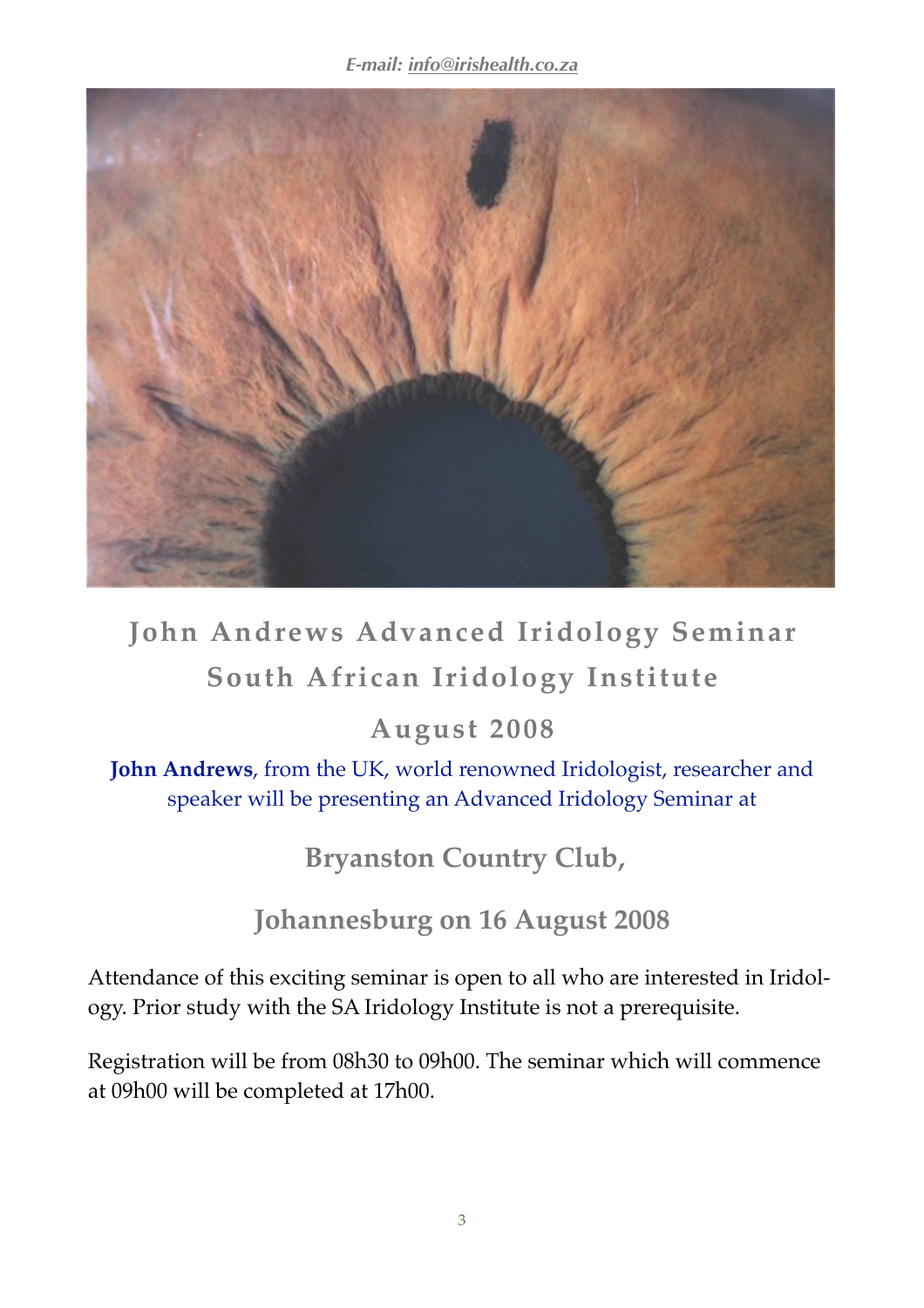*E-mail: info@irishealth.co.za*

# John Andrews Advanced Iridology Seminar

## South African Iridology Institute

## August 2008

**John Andrews**, from the UK, world renowned Iridologist, researcher and speaker will be presenting an Advanced Iridology Seminar at

## Bryanston Country Club,

## Johannesburg on 16 August 2008

Attendance of this exciting seminar is open to all who are interested in Iridology. Prior study with the SA Iridology Institute is not a prerequisite.

Registration will be from 08h30 to 09h00. The seminar which will commence at 09h00 will be completed at 17h00.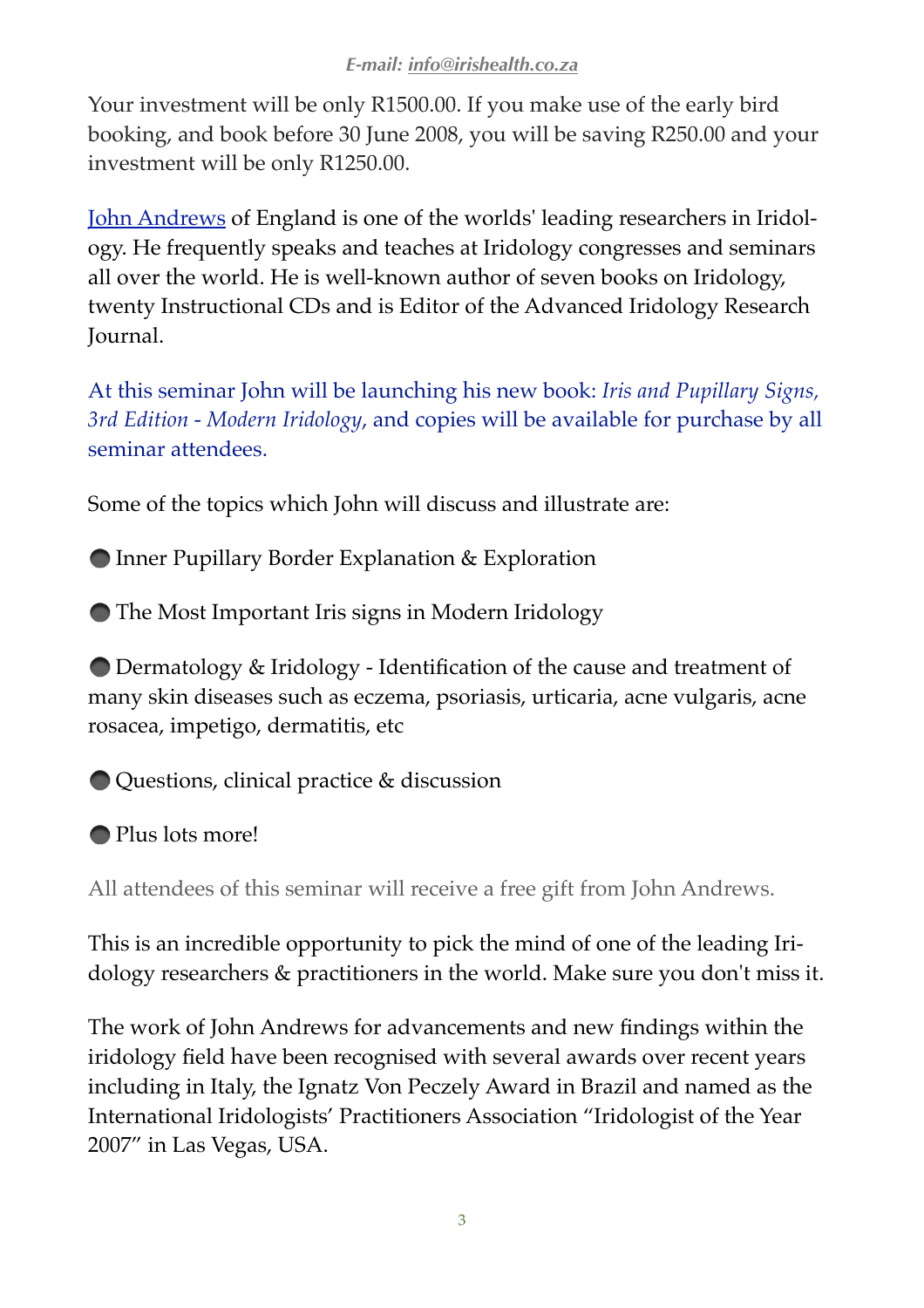***E-mail: info@irishealth.co.za***

Your investment will be only R1500.00. If you make use of the early bird booking, and book before 30 June 2008, you will be saving R250.00 and your investment will be only R1250.00.

John Andrews of England is one of the worlds' leading researchers in Iridology. He frequently speaks and teaches at Iridology congresses and seminars all over the world. He is well-known author of seven books on Iridology, twenty Instructional CDs and is Editor of the Advanced Iridology Research Journal.

At this seminar John will be launching his new book: *Iris and Pupillary Signs, 3rd Edition - Modern Iridology*, and copies will be available for purchase by all seminar attendees.

Some of the topics which John will discuss and illustrate are:

- Inner Pupillary Border Explanation & Exploration
- The Most Important Iris signs in Modern Iridology
- Dermatology & Iridology - Identification of the cause and treatment of many skin diseases such as eczema, psoriasis, urticaria, acne vulgaris, acne rosacea, impetigo, dermatitis, etc
- Questions, clinical practice & discussion
- Plus lots more!

All attendees of this seminar will receive a free gift from John Andrews.

This is an incredible opportunity to pick the mind of one of the leading Iridology researchers & practitioners in the world. Make sure you don't miss it.

The work of John Andrews for advancements and new findings within the iridology field have been recognised with several awards over recent years including in Italy, the Ignatz Von Peczely Award in Brazil and named as the International Iridologists' Practitioners Association "Iridologist of the Year 2007" in Las Vegas, USA.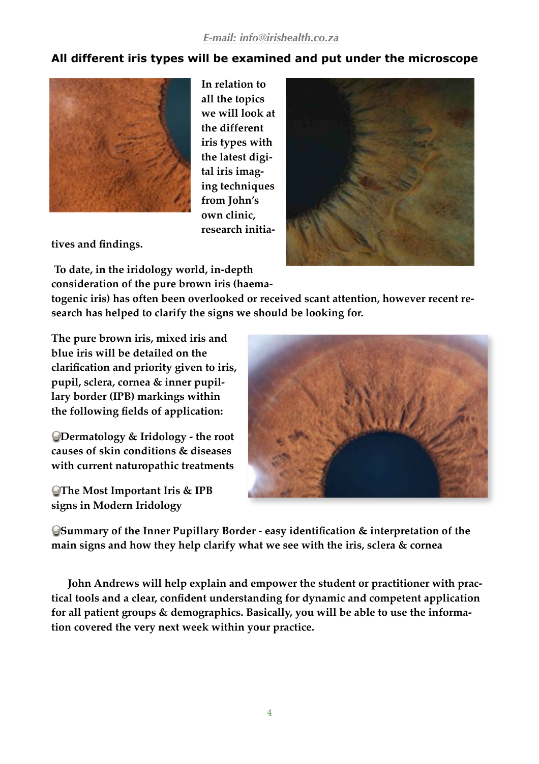*E-mail: info@irishealth.co.za*

## All different iris types will be examined and put under the microscope

**In relation to all the topics we will look at the different iris types with the latest digital iris imaging techniques from John's own clinic, research initiatives and findings.**

**To date, in the iridology world, in-depth consideration of the pure brown iris (haematogenic iris) has often been overlooked or received scant attention, however recent research has helped to clarify the signs we should be looking for.**

**The pure brown iris, mixed iris and blue iris will be detailed on the clarification and priority given to iris, pupil, sclera, cornea & inner pupillary border (IPB) markings within the following fields of application:**

- **Dermatology & Iridology - the root causes of skin conditions & diseases with current naturopathic treatments**
- **The Most Important Iris & IPB signs in Modern Iridology**
- **Summary of the Inner Pupillary Border - easy identification & interpretation of the main signs and how they help clarify what we see with the iris, sclera & cornea**

**John Andrews will help explain and empower the student or practitioner with practical tools and a clear, confident understanding for dynamic and competent application for all patient groups & demographics. Basically, you will be able to use the information covered the very next week within your practice.**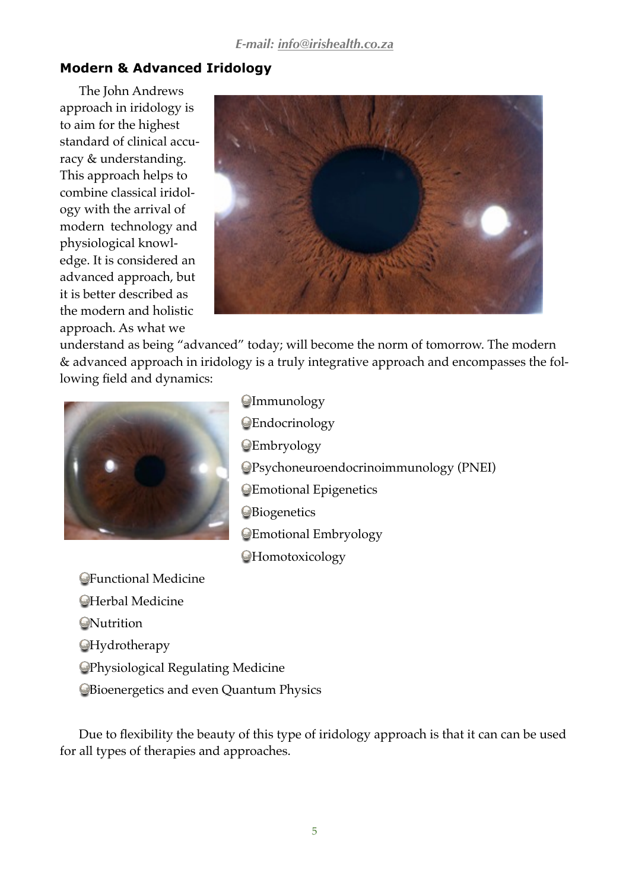*E-mail: info@irishealth.co.za*

## Modern & Advanced Iridology

The John Andrews approach in iridology is to aim for the highest standard of clinical accuracy & understanding. This approach helps to combine classical iridology with the arrival of modern technology and physiological knowledge. It is considered an advanced approach, but it is better described as the modern and holistic approach. As what we understand as being "advanced" today; will become the norm of tomorrow. The modern & advanced approach in iridology is a truly integrative approach and encompasses the following field and dynamics:

- Immunology
- Endocrinology
- Embryology
- Psychoneuroendocrinoimmunology (PNEI)
- Emotional Epigenetics
- Biogenetics
- Emotional Embryology
- Homotoxicology
- Functional Medicine
- Herbal Medicine
- Nutrition
- Hydrotherapy
- Physiological Regulating Medicine
- Bioenergetics and even Quantum Physics

Due to flexibility the beauty of this type of iridology approach is that it can can be used for all types of therapies and approaches.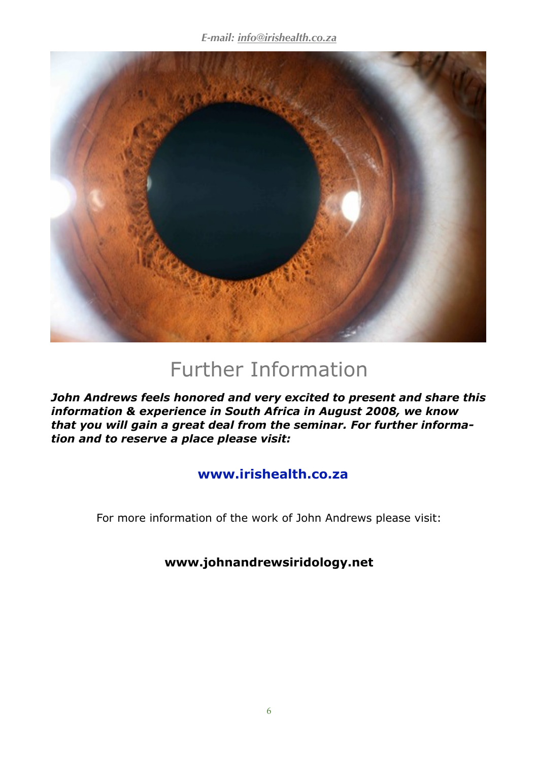*E-mail: info@irishealth.co.za*

# Further Information

***John Andrews feels honored and very excited to present and share this information & experience in South Africa in August 2008, we know that you will gain a great deal from the seminar. For further information and to reserve a place please visit:***

**www.irishealth.co.za**

For more information of the work of John Andrews please visit:

**www.johnandrewsiridology.net**